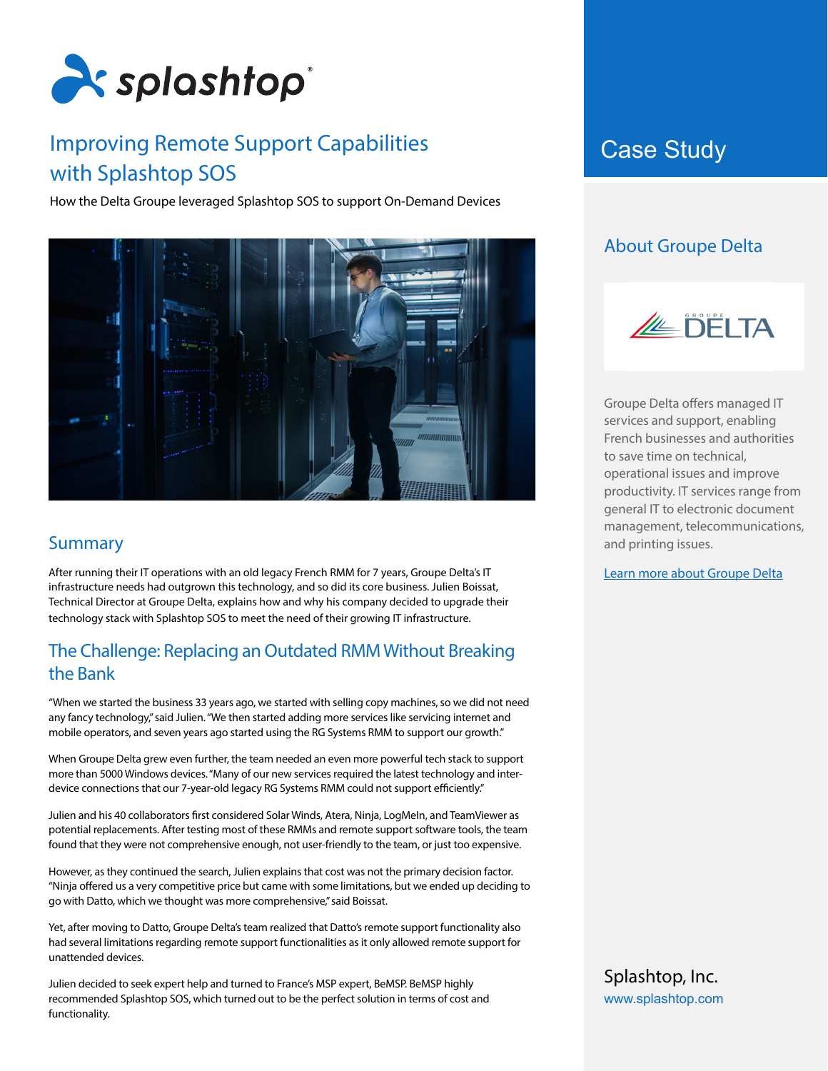# Improving Remote Support Capabilities with Splashtop SOS

How the Delta Groupe leveraged Splashtop SOS to support On-Demand Devices

## Summary

After running their IT operations with an old legacy French RMM for 7 years, Groupe Delta's IT infrastructure needs had outgrown this technology, and so did its core business. Julien Boissat, Technical Director at Groupe Delta, explains how and why his company decided to upgrade their technology stack with Splashtop SOS to meet the need of their growing IT infrastructure.

## The Challenge: Replacing an Outdated RMM Without Breaking the Bank

"When we started the business 33 years ago, we started with selling copy machines, so we did not need any fancy technology," said Julien. "We then started adding more services like servicing internet and mobile operators, and seven years ago started using the RG Systems RMM to support our growth."

When Groupe Delta grew even further, the team needed an even more powerful tech stack to support more than 5000 Windows devices. "Many of our new services required the latest technology and inter-device connections that our 7-year-old legacy RG Systems RMM could not support efficiently."

Julien and his 40 collaborators first considered Solar Winds, Atera, Ninja, LogMeIn, and TeamViewer as potential replacements. After testing most of these RMMs and remote support software tools, the team found that they were not comprehensive enough, not user-friendly to the team, or just too expensive.

However, as they continued the search, Julien explains that cost was not the primary decision factor. "Ninja offered us a very competitive price but came with some limitations, but we ended up deciding to go with Datto, which we thought was more comprehensive," said Boissat.

Yet, after moving to Datto, Groupe Delta's team realized that Datto's remote support functionality also had several limitations regarding remote support functionalities as it only allowed remote support for unattended devices.

Julien decided to seek expert help and turned to France's MSP expert, BeMSP. BeMSP highly recommended Splashtop SOS, which turned out to be the perfect solution in terms of cost and functionality.

## Case Study

### About Groupe Delta

Groupe Delta offers managed IT services and support, enabling French businesses and authorities to save time on technical, operational issues and improve productivity. IT services range from general IT to electronic document management, telecommunications, and printing issues.

Learn more about Groupe Delta

Splashtop, Inc.
www.splashtop.com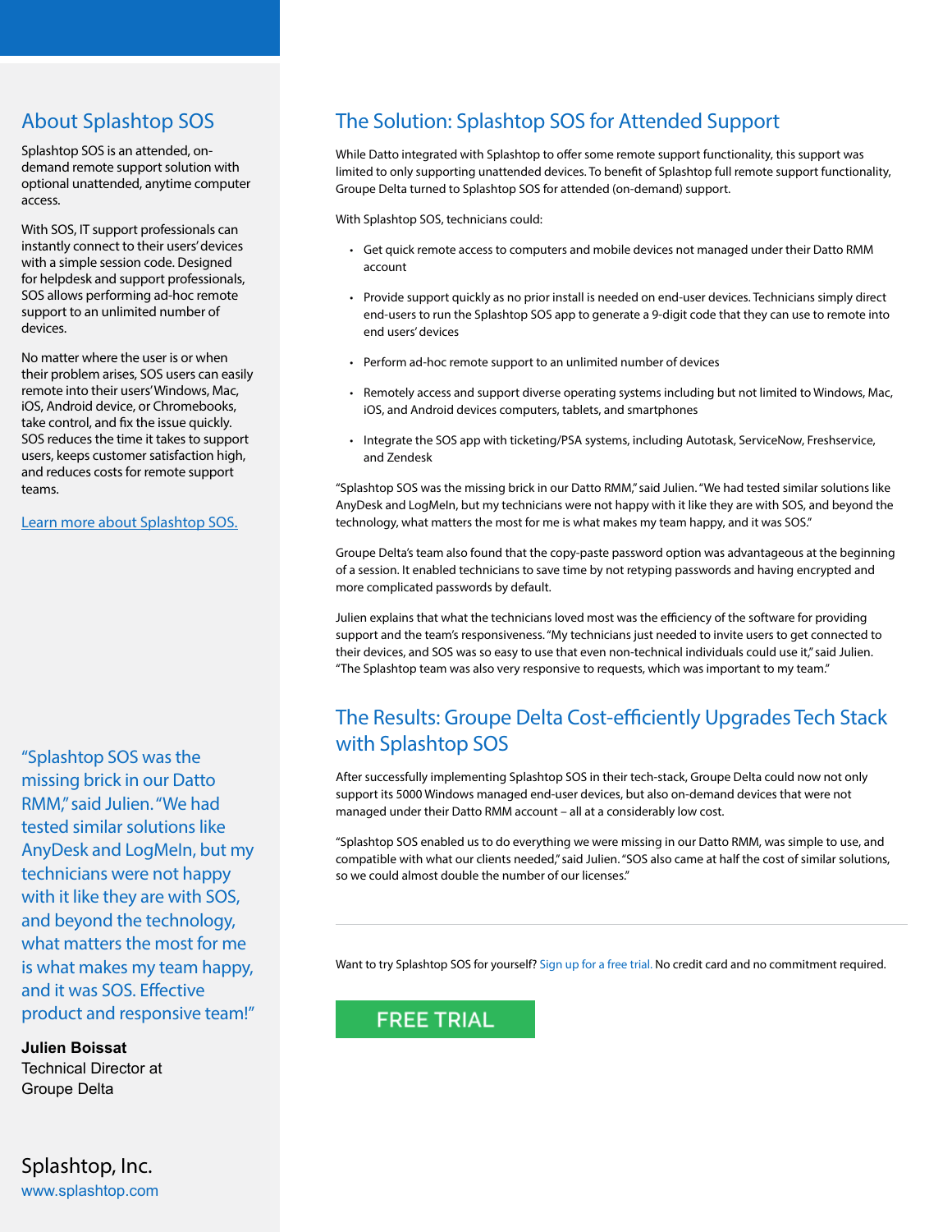## About Splashtop SOS

Splashtop SOS is an attended, on-demand remote support solution with optional unattended, anytime computer access.

With SOS, IT support professionals can instantly connect to their users' devices with a simple session code. Designed for helpdesk and support professionals, SOS allows performing ad-hoc remote support to an unlimited number of devices.

No matter where the user is or when their problem arises, SOS users can easily remote into their users' Windows, Mac, iOS, Android device, or Chromebooks, take control, and fix the issue quickly. SOS reduces the time it takes to support users, keeps customer satisfaction high, and reduces costs for remote support teams.

[Learn more about Splashtop SOS.]

"Splashtop SOS was the missing brick in our Datto RMM," said Julien. "We had tested similar solutions like AnyDesk and LogMeIn, but my technicians were not happy with it like they are with SOS, and beyond the technology, what matters the most for me is what makes my team happy, and it was SOS. Effective product and responsive team!"

**Julien Boissat**
Technical Director at
Groupe Delta

Splashtop, Inc.
www.splashtop.com

## The Solution: Splashtop SOS for Attended Support

While Datto integrated with Splashtop to offer some remote support functionality, this support was limited to only supporting unattended devices. To benefit of Splashtop full remote support functionality, Groupe Delta turned to Splashtop SOS for attended (on-demand) support.

With Splashtop SOS, technicians could:

- Get quick remote access to computers and mobile devices not managed under their Datto RMM account
- Provide support quickly as no prior install is needed on end-user devices. Technicians simply direct end-users to run the Splashtop SOS app to generate a 9-digit code that they can use to remote into end users' devices
- Perform ad-hoc remote support to an unlimited number of devices
- Remotely access and support diverse operating systems including but not limited to Windows, Mac, iOS, and Android devices computers, tablets, and smartphones
- Integrate the SOS app with ticketing/PSA systems, including Autotask, ServiceNow, Freshservice, and Zendesk

"Splashtop SOS was the missing brick in our Datto RMM," said Julien. "We had tested similar solutions like AnyDesk and LogMeIn, but my technicians were not happy with it like they are with SOS, and beyond the technology, what matters the most for me is what makes my team happy, and it was SOS."

Groupe Delta's team also found that the copy-paste password option was advantageous at the beginning of a session. It enabled technicians to save time by not retyping passwords and having encrypted and more complicated passwords by default.

Julien explains that what the technicians loved most was the efficiency of the software for providing support and the team's responsiveness. "My technicians just needed to invite users to get connected to their devices, and SOS was so easy to use that even non-technical individuals could use it," said Julien. "The Splashtop team was also very responsive to requests, which was important to my team."

## The Results: Groupe Delta Cost-efficiently Upgrades Tech Stack with Splashtop SOS

After successfully implementing Splashtop SOS in their tech-stack, Groupe Delta could now not only support its 5000 Windows managed end-user devices, but also on-demand devices that were not managed under their Datto RMM account – all at a considerably low cost.

"Splashtop SOS enabled us to do everything we were missing in our Datto RMM, was simple to use, and compatible with what our clients needed," said Julien. "SOS also came at half the cost of similar solutions, so we could almost double the number of our licenses."

---

Want to try Splashtop SOS for yourself? Sign up for a free trial. No credit card and no commitment required.

FREE TRIAL